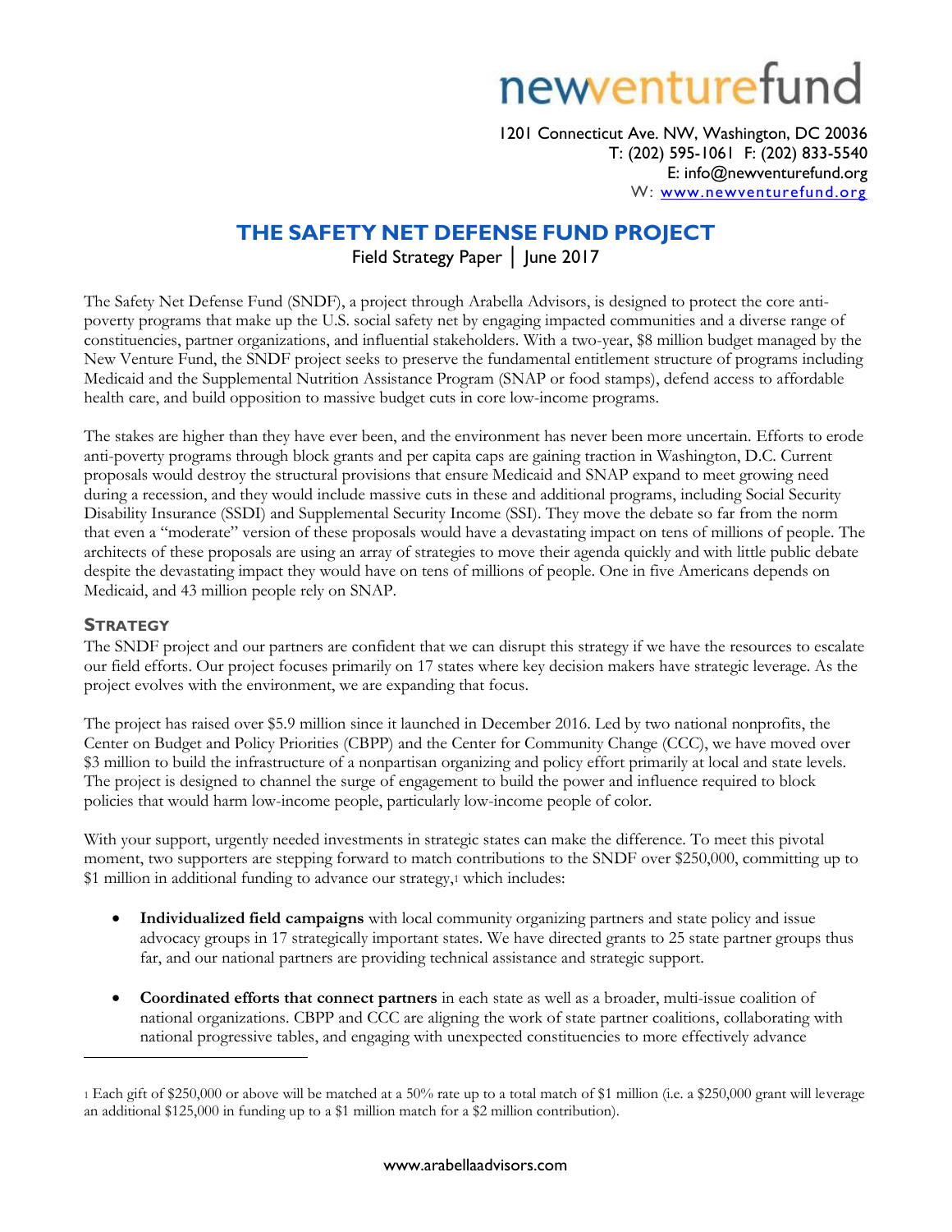newventurefund

1201 Connecticut Ave. NW, Washington, DC 20036
T: (202) 595-1061 F: (202) 833-5540
E: info@newventurefund.org
W: www.newventurefund.org

# THE SAFETY NET DEFENSE FUND PROJECT

Field Strategy Paper | June 2017

The Safety Net Defense Fund (SNDF), a project through Arabella Advisors, is designed to protect the core anti-poverty programs that make up the U.S. social safety net by engaging impacted communities and a diverse range of constituencies, partner organizations, and influential stakeholders. With a two-year, $8 million budget managed by the New Venture Fund, the SNDF project seeks to preserve the fundamental entitlement structure of programs including Medicaid and the Supplemental Nutrition Assistance Program (SNAP or food stamps), defend access to affordable health care, and build opposition to massive budget cuts in core low-income programs.

The stakes are higher than they have ever been, and the environment has never been more uncertain. Efforts to erode anti-poverty programs through block grants and per capita caps are gaining traction in Washington, D.C. Current proposals would destroy the structural provisions that ensure Medicaid and SNAP expand to meet growing need during a recession, and they would include massive cuts in these and additional programs, including Social Security Disability Insurance (SSDI) and Supplemental Security Income (SSI). They move the debate so far from the norm that even a "moderate" version of these proposals would have a devastating impact on tens of millions of people. The architects of these proposals are using an array of strategies to move their agenda quickly and with little public debate despite the devastating impact they would have on tens of millions of people. One in five Americans depends on Medicaid, and 43 million people rely on SNAP.

## STRATEGY

The SNDF project and our partners are confident that we can disrupt this strategy if we have the resources to escalate our field efforts. Our project focuses primarily on 17 states where key decision makers have strategic leverage. As the project evolves with the environment, we are expanding that focus.

The project has raised over $5.9 million since it launched in December 2016. Led by two national nonprofits, the Center on Budget and Policy Priorities (CBPP) and the Center for Community Change (CCC), we have moved over $3 million to build the infrastructure of a nonpartisan organizing and policy effort primarily at local and state levels. The project is designed to channel the surge of engagement to build the power and influence required to block policies that would harm low-income people, particularly low-income people of color.

With your support, urgently needed investments in strategic states can make the difference. To meet this pivotal moment, two supporters are stepping forward to match contributions to the SNDF over $250,000, committing up to $1 million in additional funding to advance our strategy,[1] which includes:

- **Individualized field campaigns** with local community organizing partners and state policy and issue advocacy groups in 17 strategically important states. We have directed grants to 25 state partner groups thus far, and our national partners are providing technical assistance and strategic support.
- **Coordinated efforts that connect partners** in each state as well as a broader, multi-issue coalition of national organizations. CBPP and CCC are aligning the work of state partner coalitions, collaborating with national progressive tables, and engaging with unexpected constituencies to more effectively advance

[1] Each gift of $250,000 or above will be matched at a 50% rate up to a total match of $1 million (i.e. a $250,000 grant will leverage an additional $125,000 in funding up to a $1 million match for a $2 million contribution).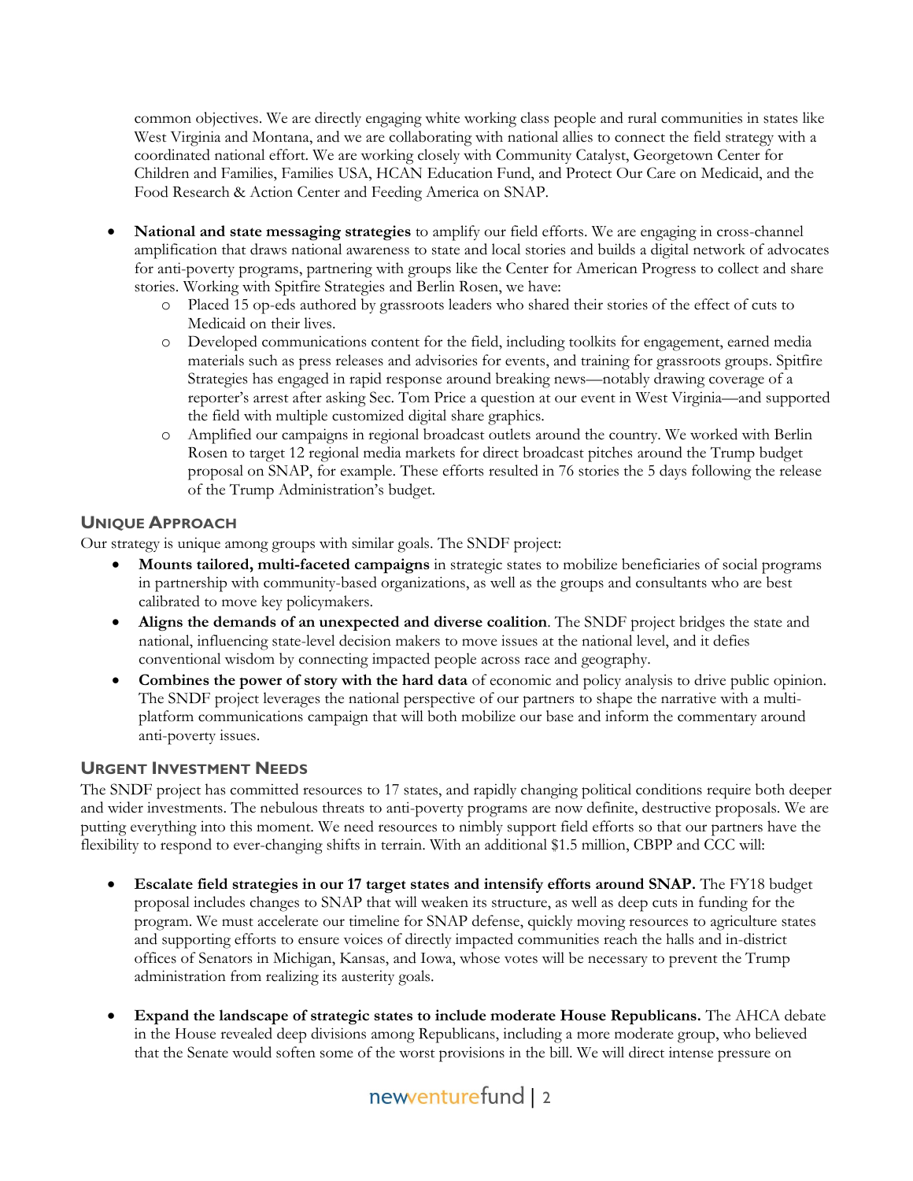common objectives. We are directly engaging white working class people and rural communities in states like West Virginia and Montana, and we are collaborating with national allies to connect the field strategy with a coordinated national effort. We are working closely with Community Catalyst, Georgetown Center for Children and Families, Families USA, HCAN Education Fund, and Protect Our Care on Medicaid, and the Food Research & Action Center and Feeding America on SNAP.

- **National and state messaging strategies** to amplify our field efforts. We are engaging in cross-channel amplification that draws national awareness to state and local stories and builds a digital network of advocates for anti-poverty programs, partnering with groups like the Center for American Progress to collect and share stories. Working with Spitfire Strategies and Berlin Rosen, we have:
  - Placed 15 op-eds authored by grassroots leaders who shared their stories of the effect of cuts to Medicaid on their lives.
  - Developed communications content for the field, including toolkits for engagement, earned media materials such as press releases and advisories for events, and training for grassroots groups. Spitfire Strategies has engaged in rapid response around breaking news—notably drawing coverage of a reporter's arrest after asking Sec. Tom Price a question at our event in West Virginia—and supported the field with multiple customized digital share graphics.
  - Amplified our campaigns in regional broadcast outlets around the country. We worked with Berlin Rosen to target 12 regional media markets for direct broadcast pitches around the Trump budget proposal on SNAP, for example. These efforts resulted in 76 stories the 5 days following the release of the Trump Administration's budget.

## Unique Approach

Our strategy is unique among groups with similar goals. The SNDF project:

- **Mounts tailored, multi-faceted campaigns** in strategic states to mobilize beneficiaries of social programs in partnership with community-based organizations, as well as the groups and consultants who are best calibrated to move key policymakers.
- **Aligns the demands of an unexpected and diverse coalition**. The SNDF project bridges the state and national, influencing state-level decision makers to move issues at the national level, and it defies conventional wisdom by connecting impacted people across race and geography.
- **Combines the power of story with the hard data** of economic and policy analysis to drive public opinion. The SNDF project leverages the national perspective of our partners to shape the narrative with a multi-platform communications campaign that will both mobilize our base and inform the commentary around anti-poverty issues.

## Urgent Investment Needs

The SNDF project has committed resources to 17 states, and rapidly changing political conditions require both deeper and wider investments. The nebulous threats to anti-poverty programs are now definite, destructive proposals. We are putting everything into this moment. We need resources to nimbly support field efforts so that our partners have the flexibility to respond to ever-changing shifts in terrain. With an additional $1.5 million, CBPP and CCC will:

- **Escalate field strategies in our 17 target states and intensify efforts around SNAP.** The FY18 budget proposal includes changes to SNAP that will weaken its structure, as well as deep cuts in funding for the program. We must accelerate our timeline for SNAP defense, quickly moving resources to agriculture states and supporting efforts to ensure voices of directly impacted communities reach the halls and in-district offices of Senators in Michigan, Kansas, and Iowa, whose votes will be necessary to prevent the Trump administration from realizing its austerity goals.

- **Expand the landscape of strategic states to include moderate House Republicans.** The AHCA debate in the House revealed deep divisions among Republicans, including a more moderate group, who believed that the Senate would soften some of the worst provisions in the bill. We will direct intense pressure on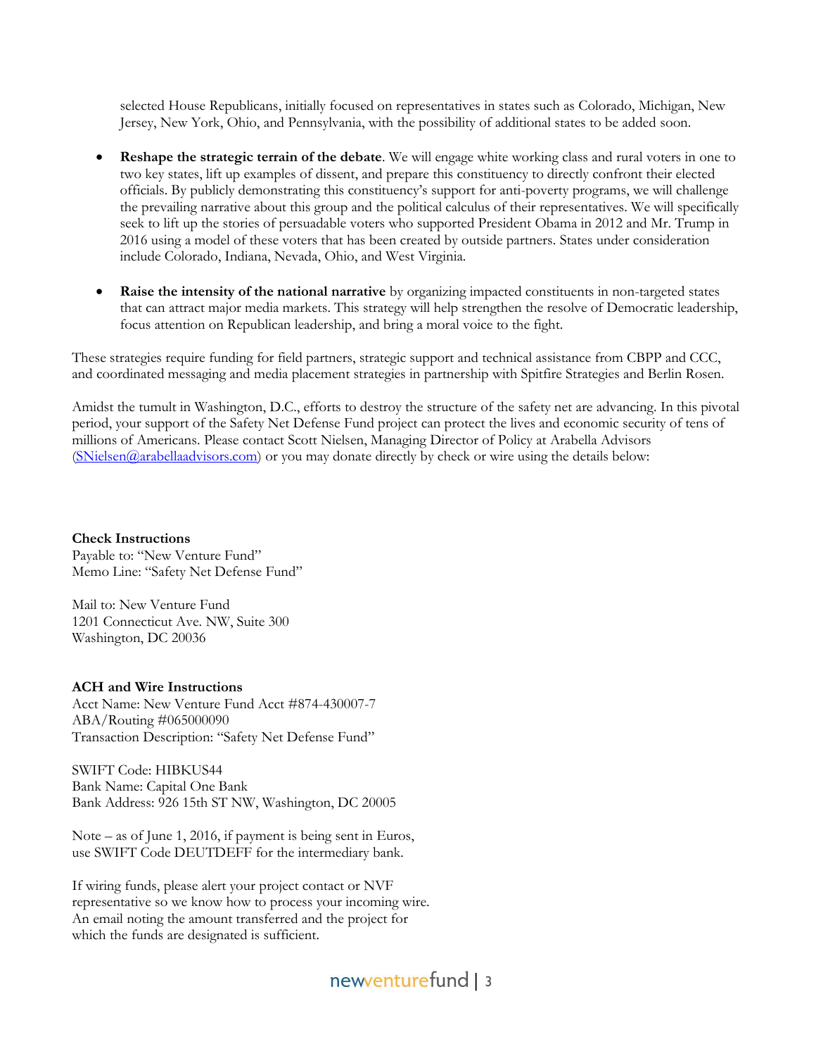selected House Republicans, initially focused on representatives in states such as Colorado, Michigan, New Jersey, New York, Ohio, and Pennsylvania, with the possibility of additional states to be added soon.

- **Reshape the strategic terrain of the debate**. We will engage white working class and rural voters in one to two key states, lift up examples of dissent, and prepare this constituency to directly confront their elected officials. By publicly demonstrating this constituency's support for anti-poverty programs, we will challenge the prevailing narrative about this group and the political calculus of their representatives. We will specifically seek to lift up the stories of persuadable voters who supported President Obama in 2012 and Mr. Trump in 2016 using a model of these voters that has been created by outside partners. States under consideration include Colorado, Indiana, Nevada, Ohio, and West Virginia.

- **Raise the intensity of the national narrative** by organizing impacted constituents in non-targeted states that can attract major media markets. This strategy will help strengthen the resolve of Democratic leadership, focus attention on Republican leadership, and bring a moral voice to the fight.

These strategies require funding for field partners, strategic support and technical assistance from CBPP and CCC, and coordinated messaging and media placement strategies in partnership with Spitfire Strategies and Berlin Rosen.

Amidst the tumult in Washington, D.C., efforts to destroy the structure of the safety net are advancing. In this pivotal period, your support of the Safety Net Defense Fund project can protect the lives and economic security of tens of millions of Americans. Please contact Scott Nielsen, Managing Director of Policy at Arabella Advisors (SNielsen@arabellaadvisors.com) or you may donate directly by check or wire using the details below:

**Check Instructions**
Payable to: "New Venture Fund"
Memo Line: "Safety Net Defense Fund"

Mail to: New Venture Fund
1201 Connecticut Ave. NW, Suite 300
Washington, DC 20036

**ACH and Wire Instructions**
Acct Name: New Venture Fund Acct #874-430007-7
ABA/Routing #065000090
Transaction Description: "Safety Net Defense Fund"

SWIFT Code: HIBKUS44
Bank Name: Capital One Bank
Bank Address: 926 15th ST NW, Washington, DC 20005

Note – as of June 1, 2016, if payment is being sent in Euros, use SWIFT Code DEUTDEFF for the intermediary bank.

If wiring funds, please alert your project contact or NVF representative so we know how to process your incoming wire. An email noting the amount transferred and the project for which the funds are designated is sufficient.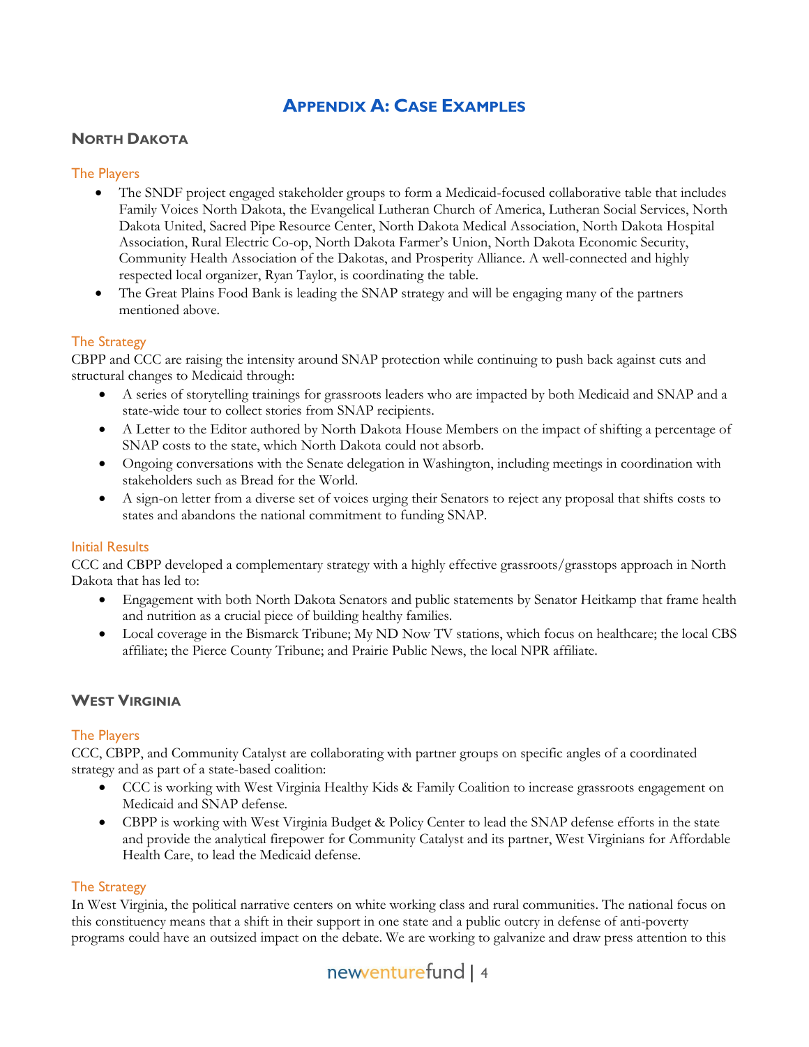# Appendix A: Case Examples

## North Dakota

### The Players

- The SNDF project engaged stakeholder groups to form a Medicaid-focused collaborative table that includes Family Voices North Dakota, the Evangelical Lutheran Church of America, Lutheran Social Services, North Dakota United, Sacred Pipe Resource Center, North Dakota Medical Association, North Dakota Hospital Association, Rural Electric Co-op, North Dakota Farmer's Union, North Dakota Economic Security, Community Health Association of the Dakotas, and Prosperity Alliance. A well-connected and highly respected local organizer, Ryan Taylor, is coordinating the table.
- The Great Plains Food Bank is leading the SNAP strategy and will be engaging many of the partners mentioned above.

### The Strategy

CBPP and CCC are raising the intensity around SNAP protection while continuing to push back against cuts and structural changes to Medicaid through:

- A series of storytelling trainings for grassroots leaders who are impacted by both Medicaid and SNAP and a state-wide tour to collect stories from SNAP recipients.
- A Letter to the Editor authored by North Dakota House Members on the impact of shifting a percentage of SNAP costs to the state, which North Dakota could not absorb.
- Ongoing conversations with the Senate delegation in Washington, including meetings in coordination with stakeholders such as Bread for the World.
- A sign-on letter from a diverse set of voices urging their Senators to reject any proposal that shifts costs to states and abandons the national commitment to funding SNAP.

### Initial Results

CCC and CBPP developed a complementary strategy with a highly effective grassroots/grasstops approach in North Dakota that has led to:

- Engagement with both North Dakota Senators and public statements by Senator Heitkamp that frame health and nutrition as a crucial piece of building healthy families.
- Local coverage in the Bismarck Tribune; My ND Now TV stations, which focus on healthcare; the local CBS affiliate; the Pierce County Tribune; and Prairie Public News, the local NPR affiliate.

## West Virginia

### The Players

CCC, CBPP, and Community Catalyst are collaborating with partner groups on specific angles of a coordinated strategy and as part of a state-based coalition:

- CCC is working with West Virginia Healthy Kids & Family Coalition to increase grassroots engagement on Medicaid and SNAP defense.
- CBPP is working with West Virginia Budget & Policy Center to lead the SNAP defense efforts in the state and provide the analytical firepower for Community Catalyst and its partner, West Virginians for Affordable Health Care, to lead the Medicaid defense.

### The Strategy

In West Virginia, the political narrative centers on white working class and rural communities. The national focus on this constituency means that a shift in their support in one state and a public outcry in defense of anti-poverty programs could have an outsized impact on the debate. We are working to galvanize and draw press attention to this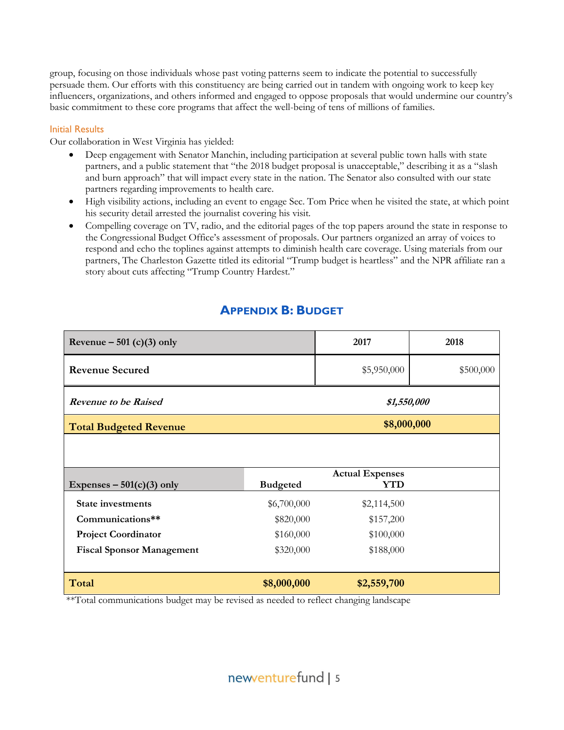group, focusing on those individuals whose past voting patterns seem to indicate the potential to successfully persuade them. Our efforts with this constituency are being carried out in tandem with ongoing work to keep key influencers, organizations, and others informed and engaged to oppose proposals that would undermine our country's basic commitment to these core programs that affect the well-being of tens of millions of families.

### Initial Results

Our collaboration in West Virginia has yielded:

- Deep engagement with Senator Manchin, including participation at several public town halls with state partners, and a public statement that "the 2018 budget proposal is unacceptable," describing it as a "slash and burn approach" that will impact every state in the nation. The Senator also consulted with our state partners regarding improvements to health care.
- High visibility actions, including an event to engage Sec. Tom Price when he visited the state, at which point his security detail arrested the journalist covering his visit.
- Compelling coverage on TV, radio, and the editorial pages of the top papers around the state in response to the Congressional Budget Office's assessment of proposals. Our partners organized an array of voices to respond and echo the toplines against attempts to diminish health care coverage. Using materials from our partners, The Charleston Gazette titled its editorial "Trump budget is heartless" and the NPR affiliate ran a story about cuts affecting "Trump Country Hardest."

## Appendix B: Budget

| Revenue – 501 (c)(3) only | 2017 | 2018 |
|---|---|---|
| **Revenue Secured** | $5,950,000 | $500,000 |
| ***Revenue to be Raised*** | ***$1,550,000*** | |
| **Total Budgeted Revenue** | **$8,000,000** | |

| Expenses – 501(c)(3) only | Budgeted | Actual Expenses YTD |
|---|---|---|
| **State investments** | $6,700,000 | $2,114,500 |
| **Communications\*\*** | $820,000 | $157,200 |
| **Project Coordinator** | $160,000 | $100,000 |
| **Fiscal Sponsor Management** | $320,000 | $188,000 |
| **Total** | **$8,000,000** | **$2,559,700** |

**Total communications budget may be revised as needed to reflect changing landscape